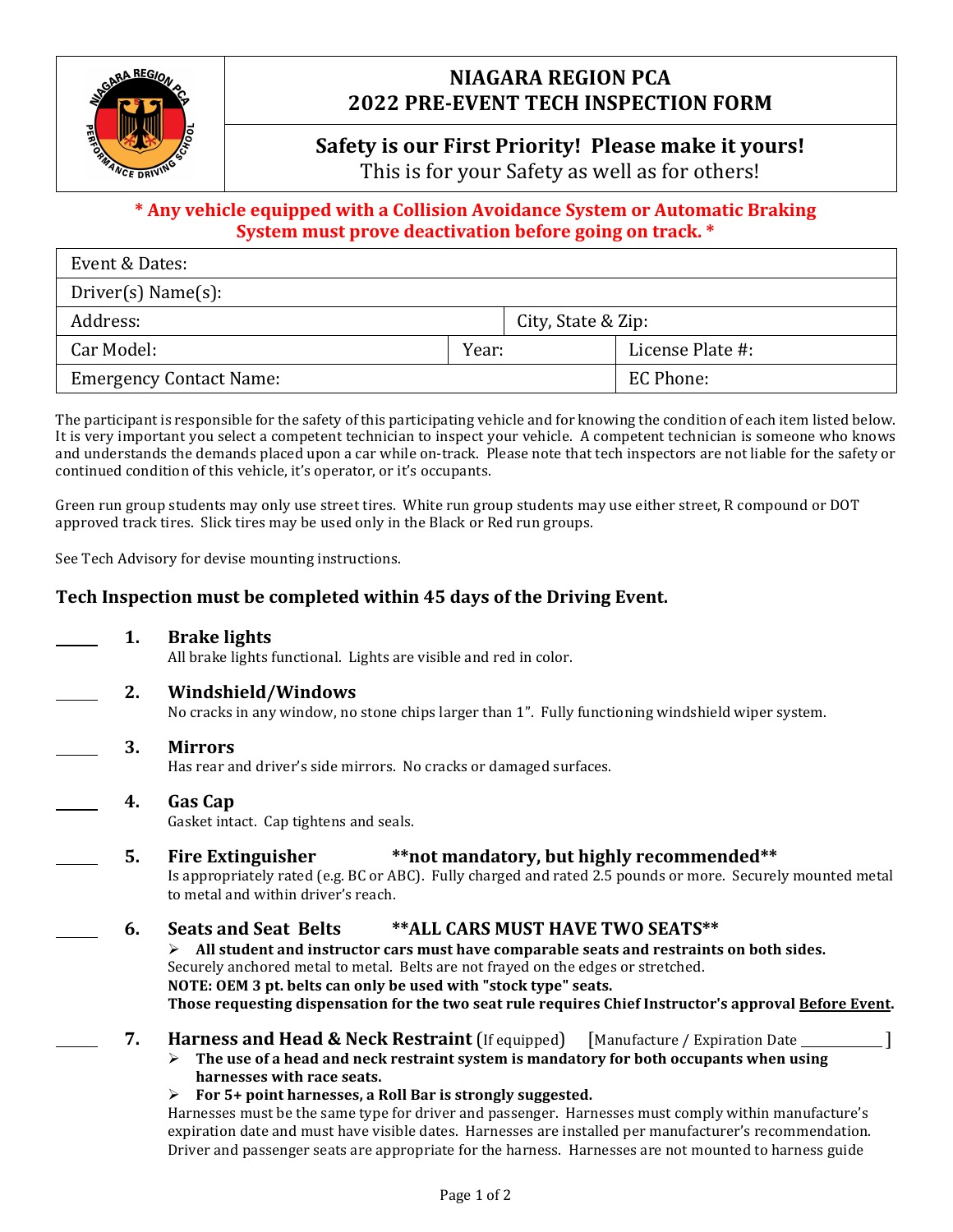# NIAGARA REGION PCA
# 2022 PRE-EVENT TECH INSPECTION FORM

## Safety is our First Priority! Please make it yours!

This is for your Safety as well as for others!

**\* Any vehicle equipped with a Collision Avoidance System or Automatic Braking System must prove deactivation before going on track. \***

| Event & Dates: | | | |
|---|---|---|---|
| Driver(s) Name(s): | | | |
| Address: | | City, State & Zip: | |
| Car Model: | Year: | | License Plate #: |
| Emergency Contact Name: | | | EC Phone: |

The participant is responsible for the safety of this participating vehicle and for knowing the condition of each item listed below. It is very important you select a competent technician to inspect your vehicle. A competent technician is someone who knows and understands the demands placed upon a car while on-track. Please note that tech inspectors are not liable for the safety or continued condition of this vehicle, it's operator, or it's occupants.

Green run group students may only use street tires. White run group students may use either street, R compound or DOT approved track tires. Slick tires may be used only in the Black or Red run groups.

See Tech Advisory for devise mounting instructions.

### Tech Inspection must be completed within 45 days of the Driving Event.

_____ **1. Brake lights**
All brake lights functional. Lights are visible and red in color.

_____ **2. Windshield/Windows**
No cracks in any window, no stone chips larger than 1". Fully functioning windshield wiper system.

_____ **3. Mirrors**
Has rear and driver's side mirrors. No cracks or damaged surfaces.

_____ **4. Gas Cap**
Gasket intact. Cap tightens and seals.

_____ **5. Fire Extinguisher** **\*\*not mandatory, but highly recommended\*\***
Is appropriately rated (e.g. BC or ABC). Fully charged and rated 2.5 pounds or more. Securely mounted metal to metal and within driver's reach.

_____ **6. Seats and Seat Belts** **\*\*ALL CARS MUST HAVE TWO SEATS\*\***
- **All student and instructor cars must have comparable seats and restraints on both sides.**

Securely anchored metal to metal. Belts are not frayed on the edges or stretched.
**NOTE: OEM 3 pt. belts can only be used with "stock type" seats.**
**Those requesting dispensation for the two seat rule requires Chief Instructor's approval Before Event.**

_____ **7. Harness and Head & Neck Restraint** (If equipped) [Manufacture / Expiration Date __________ ]
- **The use of a head and neck restraint system is mandatory for both occupants when using harnesses with race seats.**
- **For 5+ point harnesses, a Roll Bar is strongly suggested.**

Harnesses must be the same type for driver and passenger. Harnesses must comply within manufacture's expiration date and must have visible dates. Harnesses are installed per manufacturer's recommendation. Driver and passenger seats are appropriate for the harness. Harnesses are not mounted to harness guide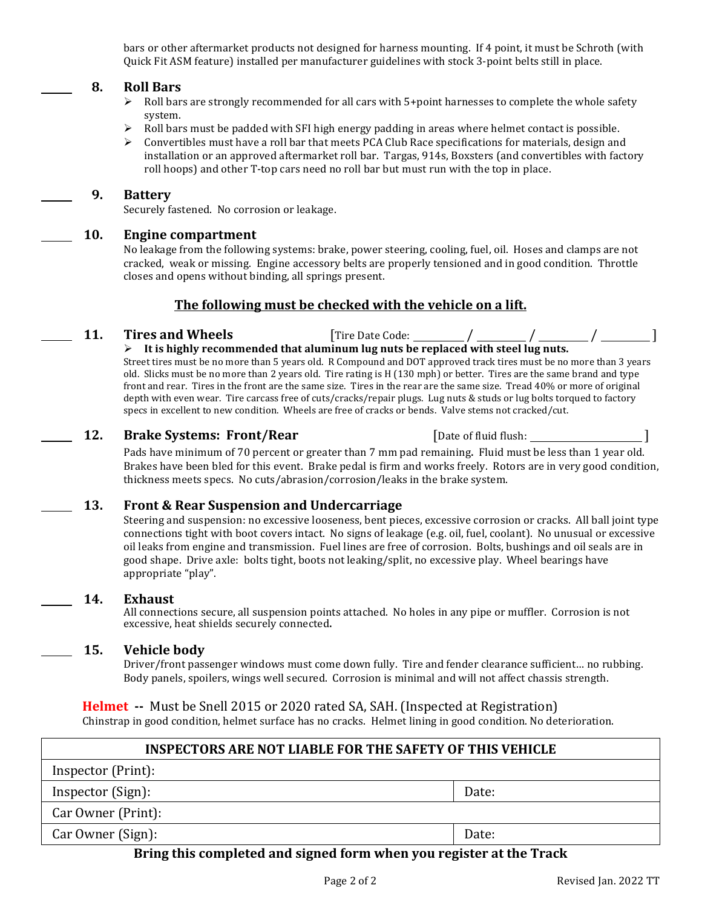bars or other aftermarket products not designed for harness mounting. If 4 point, it must be Schroth (with Quick Fit ASM feature) installed per manufacturer guidelines with stock 3-point belts still in place.

_____ **8. Roll Bars**

- Roll bars are strongly recommended for all cars with 5+point harnesses to complete the whole safety system.
- Roll bars must be padded with SFI high energy padding in areas where helmet contact is possible.
- Convertibles must have a roll bar that meets PCA Club Race specifications for materials, design and installation or an approved aftermarket roll bar. Targas, 914s, Boxsters (and convertibles with factory roll hoops) and other T-top cars need no roll bar but must run with the top in place.

_____ **9. Battery**

Securely fastened. No corrosion or leakage.

_____ **10. Engine compartment**

No leakage from the following systems: brake, power steering, cooling, fuel, oil. Hoses and clamps are not cracked, weak or missing. Engine accessory belts are properly tensioned and in good condition. Throttle closes and opens without binding, all springs present.

## <u>The following must be checked with the vehicle on a lift.</u>

_____ **11. Tires and Wheels** [Tire Date Code: ________ / ________ / ________ / ________ ]

- **It is highly recommended that aluminum lug nuts be replaced with steel lug nuts.**

Street tires must be no more than 5 years old. R Compound and DOT approved track tires must be no more than 3 years old. Slicks must be no more than 2 years old. Tire rating is H (130 mph) or better. Tires are the same brand and type front and rear. Tires in the front are the same size. Tires in the rear are the same size. Tread 40% or more of original depth with even wear. Tire carcass free of cuts/cracks/repair plugs. Lug nuts & studs or lug bolts torqued to factory specs in excellent to new condition. Wheels are free of cracks or bends. Valve stems not cracked/cut.

_____ **12. Brake Systems: Front/Rear** [Date of fluid flush: ____________________ ]

Pads have minimum of 70 percent or greater than 7 mm pad remaining**.** Fluid must be less than 1 year old. Brakes have been bled for this event. Brake pedal is firm and works freely. Rotors are in very good condition, thickness meets specs. No cuts/abrasion/corrosion/leaks in the brake system.

_____ **13. Front & Rear Suspension and Undercarriage**

Steering and suspension: no excessive looseness, bent pieces, excessive corrosion or cracks. All ball joint type connections tight with boot covers intact. No signs of leakage (e.g. oil, fuel, coolant). No unusual or excessive oil leaks from engine and transmission. Fuel lines are free of corrosion. Bolts, bushings and oil seals are in good shape. Drive axle: bolts tight, boots not leaking/split, no excessive play. Wheel bearings have appropriate "play".

_____ **14. Exhaust**

All connections secure, all suspension points attached. No holes in any pipe or muffler. Corrosion is not excessive, heat shields securely connected**.**

_____ **15. Vehicle body**

Driver/front passenger windows must come down fully. Tire and fender clearance sufficient… no rubbing. Body panels, spoilers, wings well secured. Corrosion is minimal and will not affect chassis strength.

**Helmet --** Must be Snell 2015 or 2020 rated SA, SAH. (Inspected at Registration)
Chinstrap in good condition, helmet surface has no cracks. Helmet lining in good condition. No deterioration.

| **INSPECTORS ARE NOT LIABLE FOR THE SAFETY OF THIS VEHICLE** | |
|---|---|
| Inspector (Print): | |
| Inspector (Sign): | Date: |
| Car Owner (Print): | |
| Car Owner (Sign): | Date: |

**Bring this completed and signed form when you register at the Track**

Revised Jan. 2022 TT